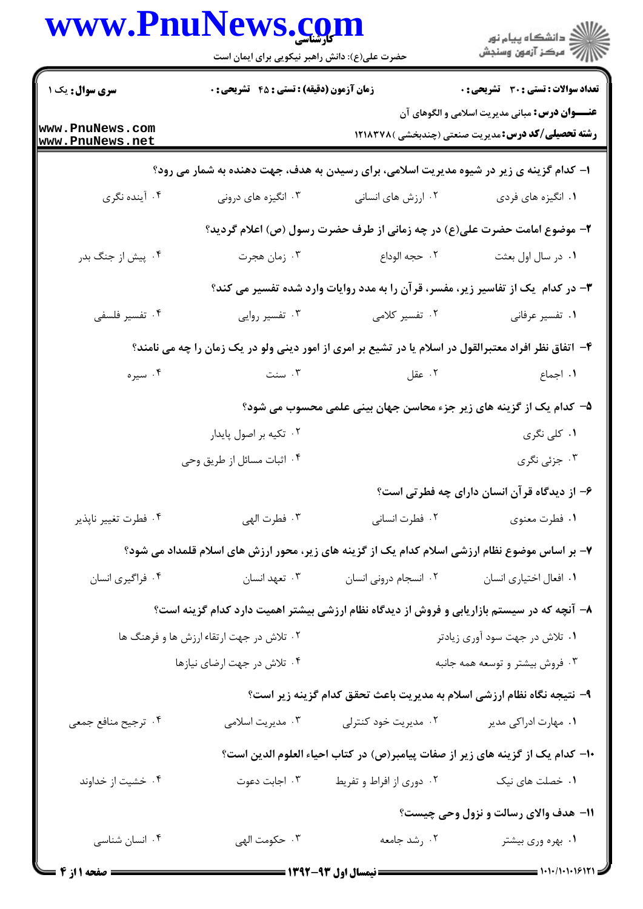**سری سوال:** یک ۱

**زمان آزمون (دقیقه) : تستی : ۴۵ تشریحی : ۰**

**تعداد سوالات : تستی : ۳۰ تشریحی : ۰**

**عنـــوان درس:** مبانی مدیریت اسلامی و الگوهای آن

**رشته تحصیلی/کد درس:** مدیریت صنعتی (چندبخشی )۱۲۱۸۳۷۸

**۱- کدام گزینه ی زیر در شیوه مدیریت اسلامی، برای رسیدن به هدف، جهت دهنده به شمار می رود؟**

۱. انگیزه های فردی
۲. ارزش های انسانی
۳. انگیزه های درونی
۴. آینده نگری

**۲- موضوع امامت حضرت علی(ع) در چه زمانی از طرف حضرت رسول (ص) اعلام گردید؟**

۱. در سال اول بعثت
۲. حجه الوداع
۳. زمان هجرت
۴. پیش از جنگ بدر

**۳- در کدام یک از تفاسیر زیر، مفسر، قرآن را به مدد روایات وارد شده تفسیر می کند؟**

۱. تفسیر عرفانی
۲. تفسیر کلامی
۳. تفسیر روایی
۴. تفسیر فلسفی

**۴- اتفاق نظر افراد معتبرالقول در اسلام یا در تشیع بر امری از امور دینی ولو در یک زمان را چه می نامند؟**

۱. اجماع
۲. عقل
۳. سنت
۴. سیره

**۵- کدام یک از گزینه های زیر جزء محاسن جهان بینی علمی محسوب می شود؟**

۱. کلی نگری
۲. تکیه بر اصول پایدار
۳. جزئی نگری
۴. اثبات مسائل از طریق وحی

**۶- از دیدگاه قرآن انسان دارای چه فطرتی است؟**

۱. فطرت معنوی
۲. فطرت انسانی
۳. فطرت الهی
۴. فطرت تغییر ناپذیر

**۷- بر اساس موضوع نظام ارزشی اسلام کدام یک از گزینه های زیر، محور ارزش های اسلام قلمداد می شود؟**

۱. افعال اختیاری انسان
۲. انسجام درونی انسان
۳. تعهد انسان
۴. فراگیری انسان

**۸- آنچه که در سیستم بازاریابی و فروش از دیدگاه نظام ارزشی بیشتر اهمیت دارد کدام گزینه است؟**

۱. تلاش در جهت سود آوری زیادتر
۲. تلاش در جهت ارتقاء ارزش ها و فرهنگ ها
۳. فروش بیشتر و توسعه همه جانبه
۴. تلاش در جهت ارضای نیازها

**۹- نتیجه نگاه نظام ارزشی اسلام به مدیریت باعث تحقق کدام گزینه زیر است؟**

۱. مهارت ادراکی مدیر
۲. مدیریت خود کنترلی
۳. مدیریت اسلامی
۴. ترجیح منافع جمعی

**۱۰- کدام یک از گزینه های زیر از صفات پیامبر(ص) در کتاب احیاء العلوم الدین است؟**

۱. خصلت های نیک
۲. دوری از افراط و تفریط
۳. اجابت دعوت
۴. خشیت از خداوند

**۱۱- هدف والای رسالت و نزول وحی چیست؟**

۱. بهره وری بیشتر
۲. رشد جامعه
۳. حکومت الهی
۴. انسان شناسی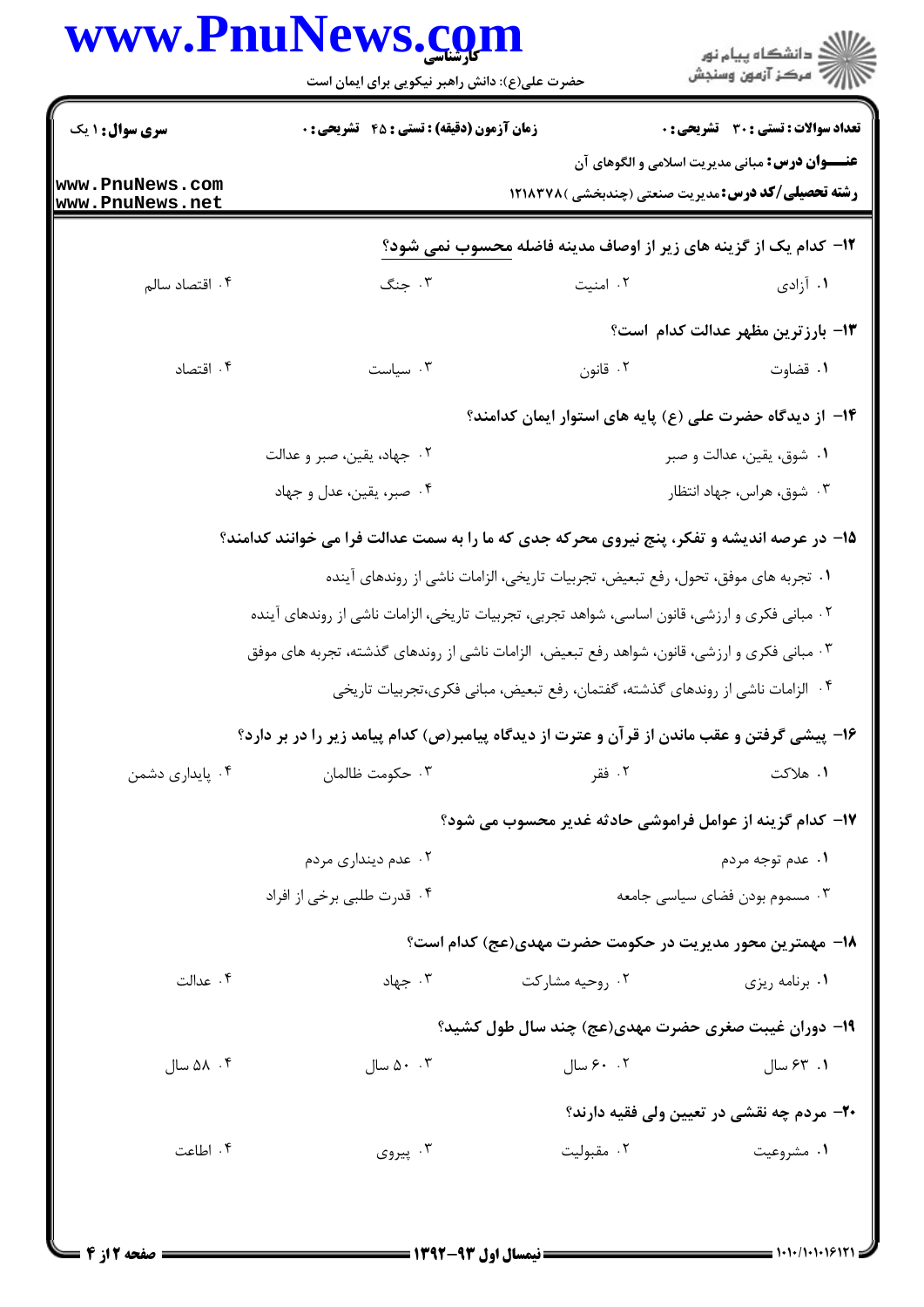۱۲- کدام یک از گزینه های زیر از اوصاف مدینه فاضله محسوب نمی شود؟

۱. آزادی
۲. امنیت
۳. جنگ
۴. اقتصاد سالم

۱۳- بارزترین مظهر عدالت کدام است؟

۱. قضاوت
۲. قانون
۳. سیاست
۴. اقتصاد

۱۴- از دیدگاه حضرت علی (ع) پایه های استوار ایمان کدامند؟

۱. شوق، یقین، عدالت و صبر
۲. جهاد، یقین، صبر و عدالت
۳. شوق، هراس، جهاد انتظار
۴. صبر، یقین، عدل و جهاد

۱۵- در عرصه اندیشه و تفکر، پنج نیروی محرکه جدی که ما را به سمت عدالت فرا می خوانند کدامند؟

۱. تجربه های موفق، تحول، رفع تبعیض، تجربیات تاریخی، الزامات ناشی از روندهای آینده
۲. مبانی فکری و ارزشی، قانون اساسی، شواهد تجربی، تجربیات تاریخی، الزامات ناشی از روندهای آینده
۳. مبانی فکری و ارزشی، قانون، شواهد رفع تبعیض، الزامات ناشی از روندهای گذشته، تجربه های موفق
۴. الزامات ناشی از روندهای گذشته، گفتمان، رفع تبعیض، مبانی فکری، تجربیات تاریخی

۱۶- پیشی گرفتن و عقب ماندن از قرآن و عترت از دیدگاه پیامبر(ص) کدام پیامد زیر را در بر دارد؟

۱. هلاکت
۲. فقر
۳. حکومت ظالمان
۴. پایداری دشمن

۱۷- کدام گزینه از عوامل فراموشی حادثه غدیر محسوب می شود؟

۱. عدم توجه مردم
۲. عدم دینداری مردم
۳. مسموم بودن فضای سیاسی جامعه
۴. قدرت طلبی برخی از افراد

۱۸- مهمترین محور مدیریت در حکومت حضرت مهدی(عج) کدام است؟

۱. برنامه ریزی
۲. روحیه مشارکت
۳. جهاد
۴. عدالت

۱۹- دوران غیبت صغری حضرت مهدی(عج) چند سال طول کشید؟

۱. ۶۳ سال
۲. ۶۰ سال
۳. ۵۰ سال
۴. ۵۸ سال

۲۰- مردم چه نقشی در تعیین ولی فقیه دارند؟

۱. مشروعیت
۲. مقبولیت
۳. پیروی
۴. اطاعت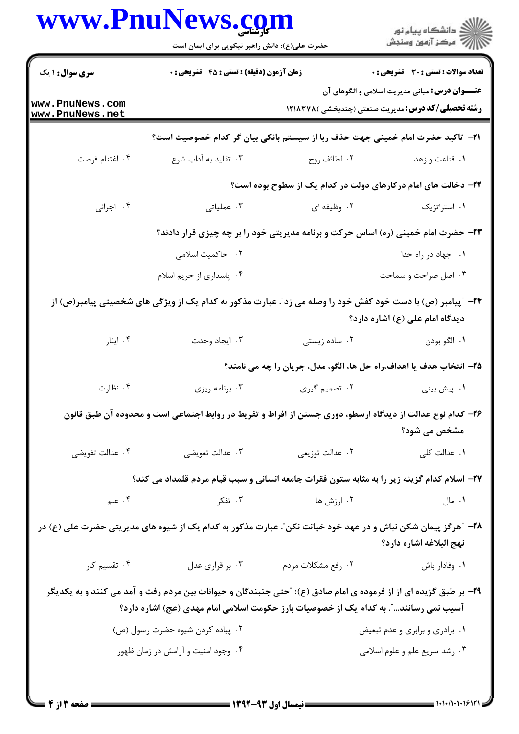**سری سوال:** ۱ یک | **زمان آزمون (دقیقه) : تستی :** ۴۵ **تشریحی :** ۰ | **تعداد سوالات : تستی :** ۳۰ **تشریحی :** ۰

**عنـــوان درس:** مبانی مدیریت اسلامی و الگوهای آن

**رشته تحصیلی/کد درس:** مدیریت صنعتی (چندبخشی )۱۲۱۸۳۷۸

**۲۱- تاکید حضرت امام خمینی جهت حذف ربا از سیستم بانکی بیان گر کدام خصوصیت است؟**

۱. قناعت و زهد
۲. لطائف روح
۳. تقلید به آداب شرع
۴. اغتنام فرصت

**۲۲- دخالت های امام درکارهای دولت در کدام یک از سطوح بوده است؟**

۱. استراتژیک
۲. وظیفه ای
۳. عملیاتی
۴. اجرائی

**۲۳- حضرت امام خمینی (ره) اساس حرکت و برنامه مدیریتی خود را بر چه چیزی قرار دادند؟**

۱. جهاد در راه خدا
۲. حاکمیت اسلامی
۳. اصل صراحت و سماحت
۴. پاسداری از حریم اسلام

**۲۴- "پیامبر (ص) با دست خود کفش خود را وصله می زد". عبارت مذکور به کدام یک از ویژگی های شخصیتی پیامبر(ص) از دیدگاه امام علی (ع) اشاره دارد؟**

۱. الگو بودن
۲. ساده زیستی
۳. ایجاد وحدت
۴. ایثار

**۲۵- انتخاب هدف یا اهداف،راه حل ها، الگو، مدل، جریان را چه می نامند؟**

۱. پیش بینی
۲. تصمیم گیری
۳. برنامه ریزی
۴. نظارت

**۲۶- کدام نوع عدالت از دیدگاه ارسطو، دوری جستن از افراط و تفریط در روابط اجتماعی است و محدوده آن طبق قانون مشخص می شود؟**

۱. عدالت کلی
۲. عدالت توزیعی
۳. عدالت تعویضی
۴. عدالت تفویضی

**۲۷- اسلام کدام گزینه زیر را به مثابه ستون فقرات جامعه انسانی و سبب قیام مردم قلمداد می کند؟**

۱. مال
۲. ارزش ها
۳. تفکر
۴. علم

**۲۸- "هرگز پیمان شکن نباش و در عهد خود خیانت نکن". عبارت مذکور به کدام یک از شیوه های مدیریتی حضرت علی (ع) در نهج البلاغه اشاره دارد؟**

۱. وفادار باش
۲. رفع مشکلات مردم
۳. بر قراری عدل
۴. تقسیم کار

**۲۹- بر طبق گزیده ای از فرموده ی امام صادق (ع): "حتی جنبندگان و حیوانات بین مردم رفت و آمد می کنند و به یکدیگر آسیب نمی رسانند...". به کدام یک از خصوصیات بارز حکومت اسلامی امام مهدی (عج) اشاره دارد؟**

۱. برادری و برابری و عدم تبعیض
۲. پیاده کردن شیوه حضرت رسول (ص)
۳. رشد سریع علم و علوم اسلامی
۴. وجود امنیت و آرامش در زمان ظهور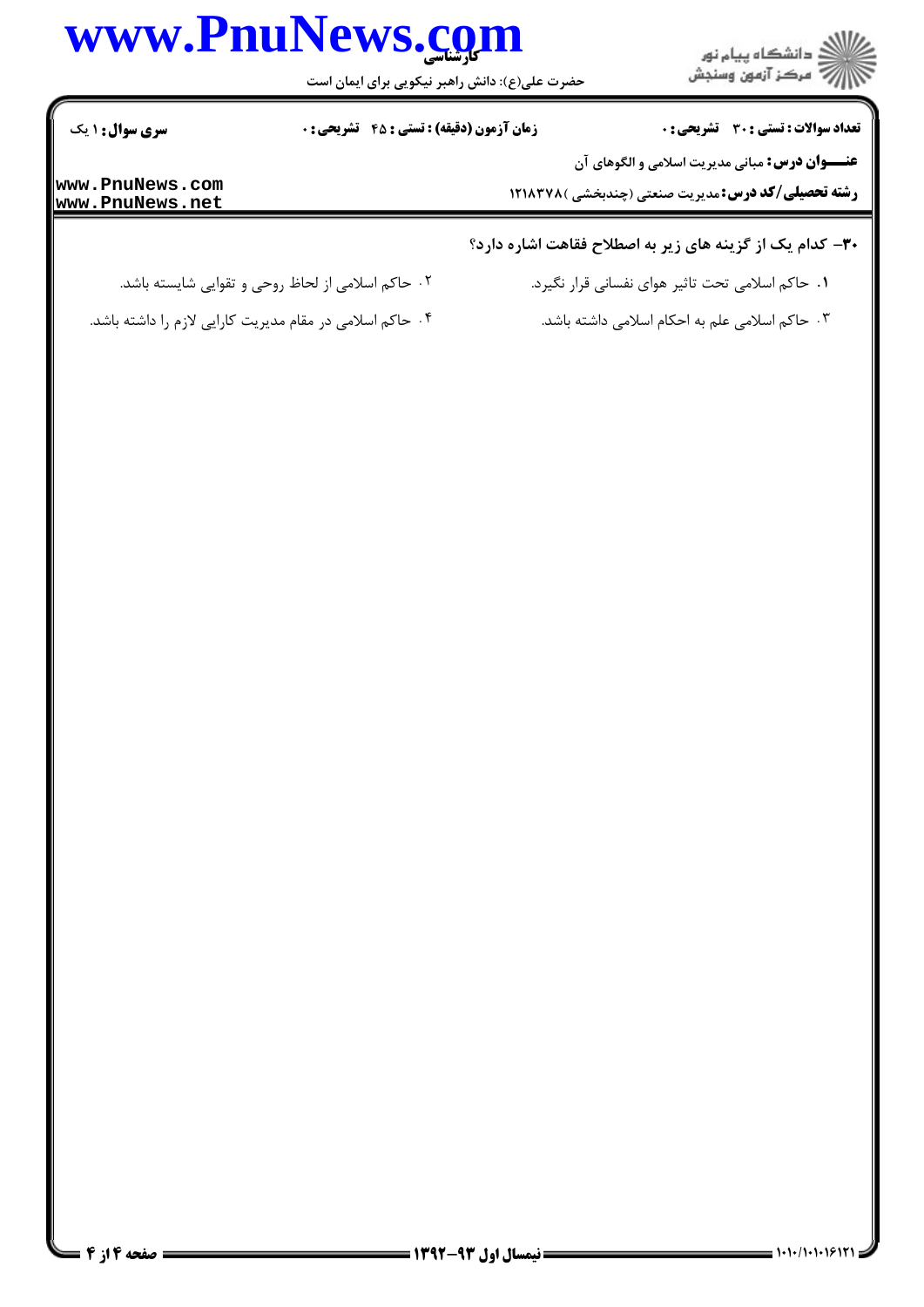**۳۰- کدام یک از گزینه های زیر به اصطلاح فقاهت اشاره دارد؟**

۱. حاکم اسلامی تحت تاثیر هوای نفسانی قرار نگیرد.

۲. حاکم اسلامی از لحاظ روحی و تقوایی شایسته باشد.

۳. حاکم اسلامی علم به احکام اسلامی داشته باشد.

۴. حاکم اسلامی در مقام مدیریت کارایی لازم را داشته باشد.